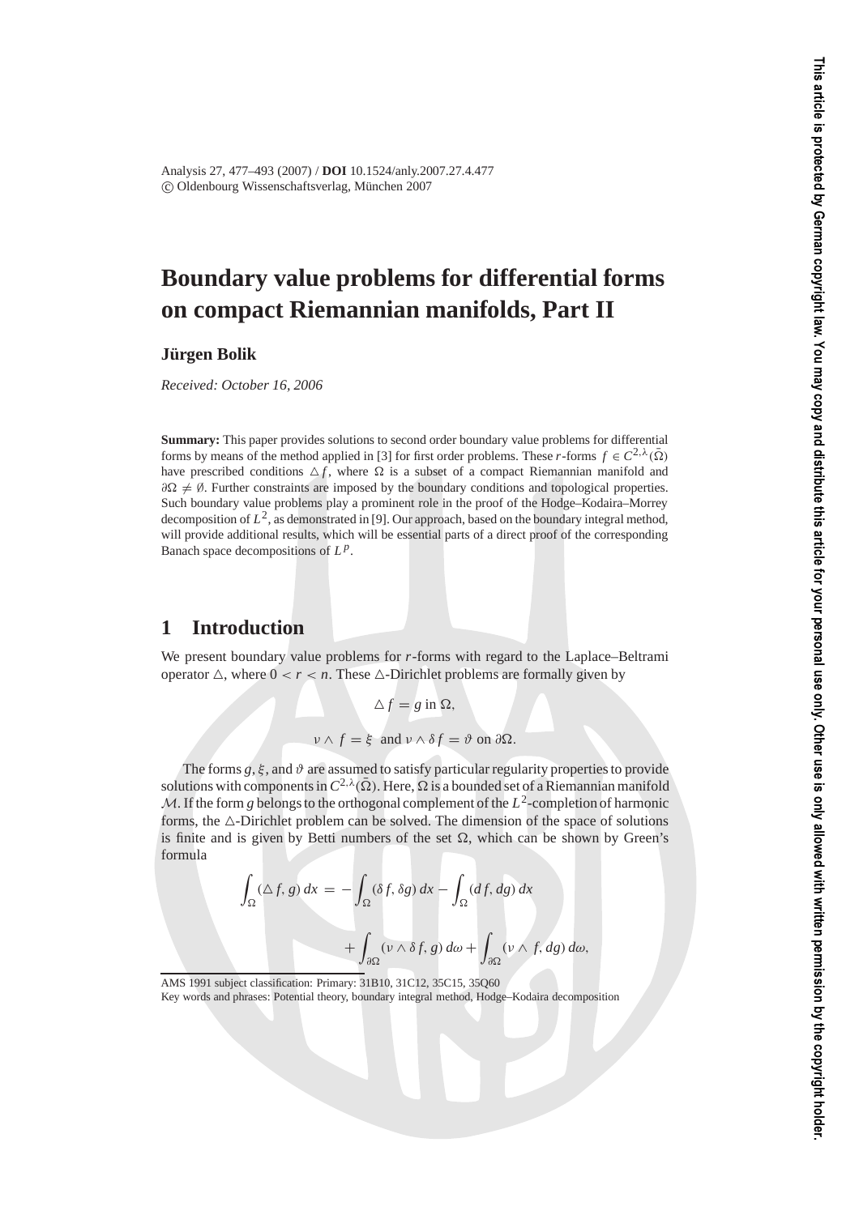Analysis 27, 477–493 (2007) / **DOI** 10.1524/anly.2007.27.4.477
© Oldenbourg Wissenschaftsverlag, München 2007

# Boundary value problems for differential forms on compact Riemannian manifolds, Part II

**Jürgen Bolik**

*Received: October 16, 2006*

**Summary:** This paper provides solutions to second order boundary value problems for differential forms by means of the method applied in [3] for first order problems. These $r$-forms $f \in C^{2,\lambda}(\bar{\Omega})$ have prescribed conditions $\triangle f$, where $\Omega$ is a subset of a compact Riemannian manifold and $\partial\Omega \neq \emptyset$. Further constraints are imposed by the boundary conditions and topological properties. Such boundary value problems play a prominent role in the proof of the Hodge–Kodaira–Morrey decomposition of $L^2$, as demonstrated in [9]. Our approach, based on the boundary integral method, will provide additional results, which will be essential parts of a direct proof of the corresponding Banach space decompositions of $L^p$.

## 1 Introduction

We present boundary value problems for $r$-forms with regard to the Laplace–Beltrami operator $\triangle$, where $0 < r < n$. These $\triangle$-Dirichlet problems are formally given by

$$\triangle f = g \text{ in } \Omega,$$

$$\nu \wedge f = \xi \text{ and } \nu \wedge \delta f = \vartheta \text{ on } \partial\Omega.$$

The forms $g, \xi$, and $\vartheta$ are assumed to satisfy particular regularity properties to provide solutions with components in $C^{2,\lambda}(\bar{\Omega})$. Here, $\Omega$ is a bounded set of a Riemannian manifold $\mathcal{M}$. If the form $g$ belongs to the orthogonal complement of the $L^2$-completion of harmonic forms, the $\triangle$-Dirichlet problem can be solved. The dimension of the space of solutions is finite and is given by Betti numbers of the set $\Omega$, which can be shown by Green's formula

$$\int_{\Omega} (\triangle f, g)\, dx = -\int_{\Omega} (\delta f, \delta g)\, dx - \int_{\Omega} (df, dg)\, dx + \int_{\partial\Omega} (\nu \wedge \delta f, g)\, d\omega + \int_{\partial\Omega} (\nu \wedge f, dg)\, d\omega,$$

AMS 1991 subject classification: Primary: 31B10, 31C12, 35C15, 35Q60
Key words and phrases: Potential theory, boundary integral method, Hodge–Kodaira decomposition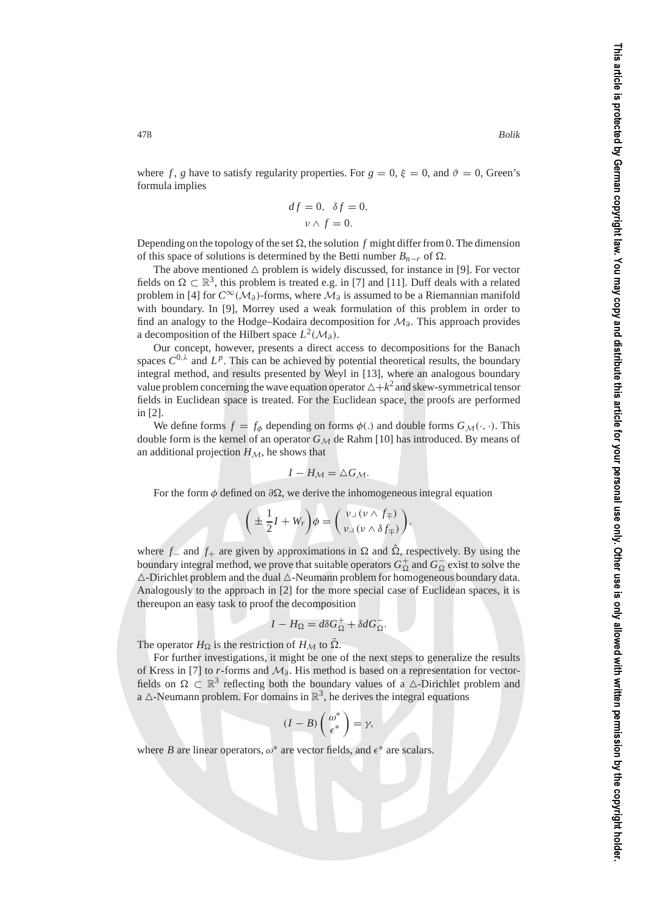where $f$, $g$ have to satisfy regularity properties. For $g = 0$, $\xi = 0$, and $\vartheta = 0$, Green's formula implies

$$df = 0, \quad \delta f = 0,$$
$$\nu \wedge f = 0.$$

Depending on the topology of the set $\Omega$, the solution $f$ might differ from 0. The dimension of this space of solutions is determined by the Betti number $B_{n-r}$ of $\Omega$.

The above mentioned $\triangle$ problem is widely discussed, for instance in [9]. For vector fields on $\Omega \subset \mathbb{R}^3$, this problem is treated e.g. in [7] and [11]. Duff deals with a related problem in [4] for $C^\infty(\mathcal{M}_\partial)$-forms, where $\mathcal{M}_\partial$ is assumed to be a Riemannian manifold with boundary. In [9], Morrey used a weak formulation of this problem in order to find an analogy to the Hodge–Kodaira decomposition for $\mathcal{M}_\partial$. This approach provides a decomposition of the Hilbert space $L^2(\mathcal{M}_\partial)$.

Our concept, however, presents a direct access to decompositions for the Banach spaces $C^{0,\lambda}$ and $L^p$. This can be achieved by potential theoretical results, the boundary integral method, and results presented by Weyl in [13], where an analogous boundary value problem concerning the wave equation operator $\triangle + k^2$ and skew-symmetrical tensor fields in Euclidean space is treated. For the Euclidean space, the proofs are performed in [2].

We define forms $f = f_\phi$ depending on forms $\phi(.)$ and double forms $G_\mathcal{M}(\cdot,\cdot)$. This double form is the kernel of an operator $G_\mathcal{M}$ de Rahm [10] has introduced. By means of an additional projection $H_\mathcal{M}$, he shows that

$$I - H_\mathcal{M} = \triangle G_\mathcal{M}.$$

For the form $\phi$ defined on $\partial\Omega$, we derive the inhomogeneous integral equation

$$\left(\pm \frac{1}{2} I + W_r\right)\phi = \begin{pmatrix} \nu \lrcorner (\nu \wedge f_\mp) \\ \nu \lrcorner (\nu \wedge \delta f_\mp) \end{pmatrix},$$

where $f_-$ and $f_+$ are given by approximations in $\Omega$ and $\hat{\Omega}$, respectively. By using the boundary integral method, we prove that suitable operators $G^+_\Omega$ and $G^-_\Omega$ exist to solve the $\triangle$-Dirichlet problem and the dual $\triangle$-Neumann problem for homogeneous boundary data. Analogously to the approach in [2] for the more special case of Euclidean spaces, it is thereupon an easy task to proof the decomposition

$$I - H_\Omega = d\delta G^+_\Omega + \delta d G^-_\Omega.$$

The operator $H_\Omega$ is the restriction of $H_\mathcal{M}$ to $\bar{\Omega}$.

For further investigations, it might be one of the next steps to generalize the results of Kress in [7] to $r$-forms and $\mathcal{M}_\partial$. His method is based on a representation for vector-fields on $\Omega \subset \mathbb{R}^3$ reflecting both the boundary values of a $\triangle$-Dirichlet problem and a $\triangle$-Neumann problem. For domains in $\mathbb{R}^3$, he derives the integral equations

$$(I - B)\begin{pmatrix} \omega^* \\ \epsilon^* \end{pmatrix} = \gamma,$$

where $B$ are linear operators, $\omega^*$ are vector fields, and $\epsilon^*$ are scalars.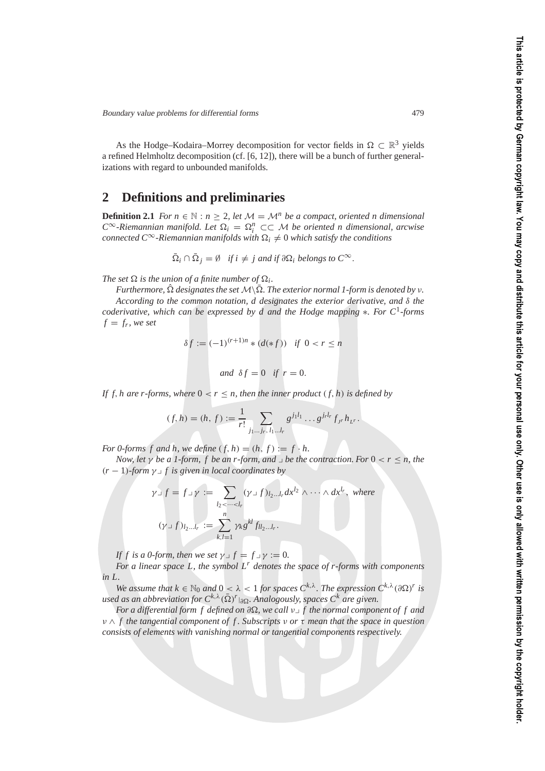As the Hodge–Kodaira–Morrey decomposition for vector fields in $\Omega \subset \mathbb{R}^3$ yields a refined Helmholtz decomposition (cf. [6, 12]), there will be a bunch of further generalizations with regard to unbounded manifolds.

## 2 Definitions and preliminaries

**Definition 2.1** *For $n \in \mathbb{N} : n \geq 2$, let $\mathcal{M} = \mathcal{M}^n$ be a compact, oriented $n$ dimensional $C^\infty$-Riemannian manifold. Let $\Omega_i = \Omega_i^n \subset\subset \mathcal{M}$ be oriented $n$ dimensional, arcwise connected $C^\infty$-Riemannian manifolds with $\Omega_i \neq 0$ which satisfy the conditions*

$$\bar{\Omega}_i \cap \bar{\Omega}_j = \emptyset \quad \text{if } i \neq j \text{ and if } \partial\Omega_i \text{ belongs to } C^\infty.$$

*The set $\Omega$ is the union of a finite number of $\Omega_i$.*

*Furthermore, $\hat{\Omega}$ designates the set $\mathcal{M} \backslash \bar{\Omega}$. The exterior normal 1-form is denoted by $\nu$.*

*According to the common notation, $d$ designates the exterior derivative, and $\delta$ the coderivative, which can be expressed by $d$ and the Hodge mapping $*$. For $C^1$-forms $f = f_r$, we set*

$$\delta f := (-1)^{(r+1)n} * (d(*f)) \quad \text{if } 0 < r \leq n$$

$$\text{and } \delta f = 0 \quad \text{if } r = 0.$$

*If $f, h$ are $r$-forms, where $0 < r \leq n$, then the inner product $(f, h)$ is defined by*

$$(f, h) = (h, f) := \frac{1}{r!} \sum_{j_1 \ldots j_r, \, l_1 \ldots l_r} g^{j_1 l_1} \ldots g^{j_r l_r} f_{J^r} h_{L^r}.$$

*For 0-forms $f$ and $h$, we define $(f, h) = (h, f) := f \cdot h$.*

*Now, let $\gamma$ be a 1-form, $f$ be an $r$-form, and $\lrcorner$ be the contraction. For $0 < r \leq n$, the $(r-1)$-form $\gamma \lrcorner f$ is given in local coordinates by*

$$\gamma \lrcorner f = f \lrcorner \gamma := \sum_{l_2 < \cdots < l_r} (\gamma \lrcorner f)_{l_2 \ldots l_r} dx^{l_2} \wedge \cdots \wedge dx^{l_r}, \text{ where}$$

$$(\gamma \lrcorner f)_{l_2 \ldots l_r} := \sum_{k,l=1}^{n} \gamma_k g^{kl} f_{l l_2 \ldots l_r}.$$

*If $f$ is a 0-form, then we set $\gamma \lrcorner f = f \lrcorner \gamma := 0$.*

*For a linear space $L$, the symbol $L^r$ denotes the space of $r$-forms with components in $L$.*

*We assume that $k \in \mathbb{N}_0$ and $0 < \lambda < 1$ for spaces $C^{k,\lambda}$. The expression $C^{k,\lambda}(\partial\Omega)^r$ is used as an abbreviation for $C^{k,\lambda}(\bar{\Omega})^r|_{\partial\Omega}$. Analogously, spaces $C^k$ are given.*

*For a differential form $f$ defined on $\partial\Omega$, we call $\nu \lrcorner f$ the normal component of $f$ and $\nu \wedge f$ the tangential component of $f$. Subscripts $\nu$ or $\tau$ mean that the space in question consists of elements with vanishing normal or tangential components respectively.*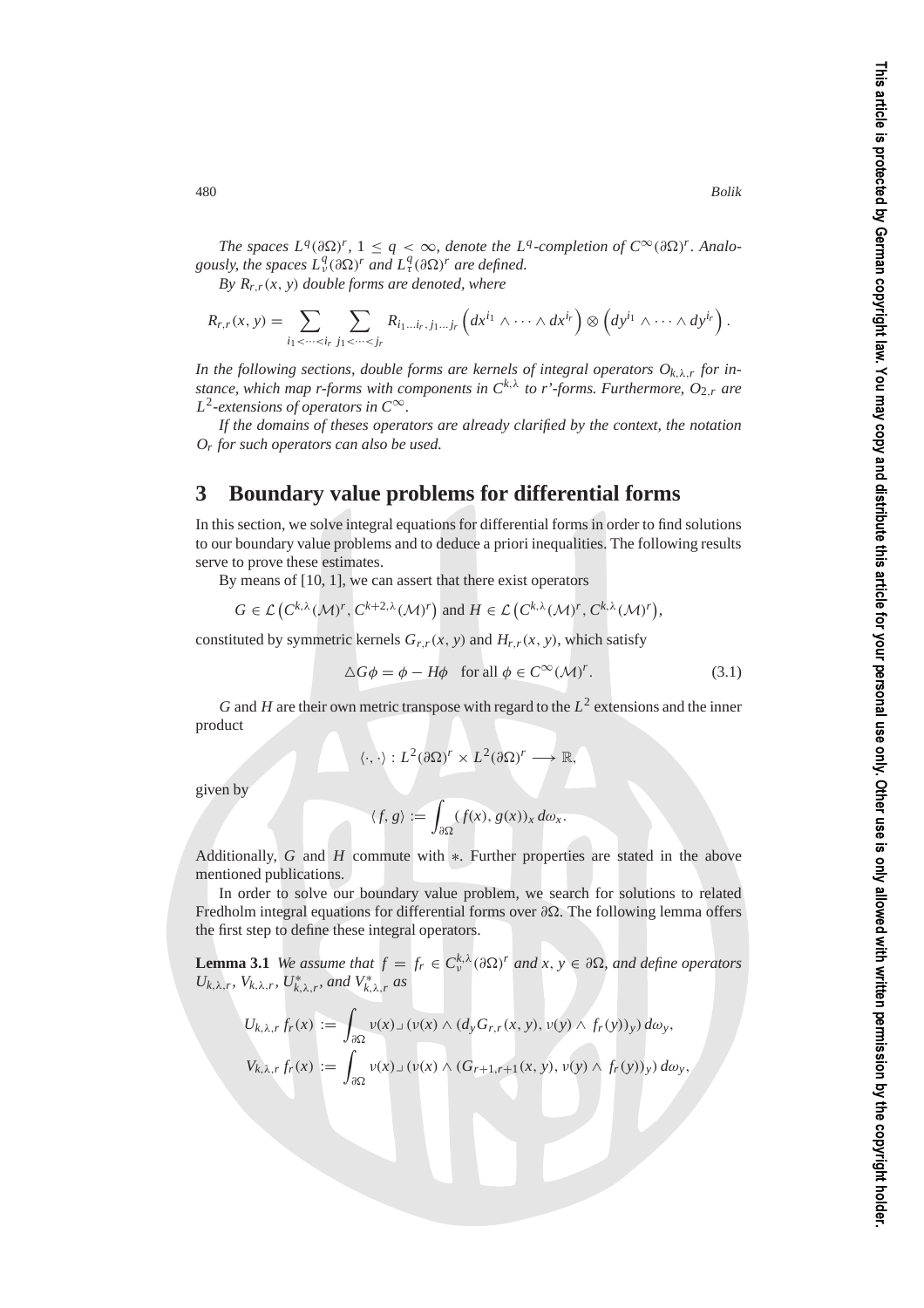*The spaces $L^q(\partial\Omega)^r$, $1 \leq q < \infty$, denote the $L^q$-completion of $C^\infty(\partial\Omega)^r$. Analogously, the spaces $L^q_\nu(\partial\Omega)^r$ and $L^q_\tau(\partial\Omega)^r$ are defined.*

*By $R_{r,r}(x, y)$ double forms are denoted, where*

$$R_{r,r}(x, y) = \sum_{i_1<\cdots<i_r} \sum_{j_1<\cdots<j_r} R_{i_1\ldots i_r, j_1\ldots j_r} \left(dx^{i_1} \wedge \cdots \wedge dx^{i_r}\right) \otimes \left(dy^{i_1} \wedge \cdots \wedge dy^{i_r}\right).$$

*In the following sections, double forms are kernels of integral operators $O_{k,\lambda,r}$ for instance, which map r-forms with components in $C^{k,\lambda}$ to r'-forms. Furthermore, $O_{2,r}$ are $L^2$-extensions of operators in $C^\infty$.*

*If the domains of theses operators are already clarified by the context, the notation $O_r$ for such operators can also be used.*

## 3 Boundary value problems for differential forms

In this section, we solve integral equations for differential forms in order to find solutions to our boundary value problems and to deduce a priori inequalities. The following results serve to prove these estimates.

By means of [10, 1], we can assert that there exist operators

$$G \in \mathcal{L}\left(C^{k,\lambda}(\mathcal{M})^r, C^{k+2,\lambda}(\mathcal{M})^r\right) \text{ and } H \in \mathcal{L}\left(C^{k,\lambda}(\mathcal{M})^r, C^{k,\lambda}(\mathcal{M})^r\right),$$

constituted by symmetric kernels $G_{r,r}(x, y)$ and $H_{r,r}(x, y)$, which satisfy

$$\triangle G\phi = \phi - H\phi \quad \text{for all } \phi \in C^\infty(\mathcal{M})^r. \tag{3.1}$$

$G$ and $H$ are their own metric transpose with regard to the $L^2$ extensions and the inner product

$$\langle \cdot, \cdot \rangle : L^2(\partial\Omega)^r \times L^2(\partial\Omega)^r \longrightarrow \mathbb{R},$$

given by

$$\langle f, g \rangle := \int_{\partial\Omega} (f(x), g(x))_x \, d\omega_x.$$

Additionally, $G$ and $H$ commute with $*$. Further properties are stated in the above mentioned publications.

In order to solve our boundary value problem, we search for solutions to related Fredholm integral equations for differential forms over $\partial\Omega$. The following lemma offers the first step to define these integral operators.

**Lemma 3.1** *We assume that $f = f_r \in C^{k,\lambda}_\nu(\partial\Omega)^r$ and $x, y \in \partial\Omega$, and define operators $U_{k,\lambda,r}$, $V_{k,\lambda,r}$, $U^*_{k,\lambda,r}$, and $V^*_{k,\lambda,r}$ as*

$$U_{k,\lambda,r}\, f_r(x) := \int_{\partial\Omega} \nu(x) \lrcorner \, (\nu(x) \wedge (d_y G_{r,r}(x, y), \nu(y) \wedge f_r(y))_y) \, d\omega_y,$$

$$V_{k,\lambda,r}\, f_r(x) := \int_{\partial\Omega} \nu(x) \lrcorner \, (\nu(x) \wedge (G_{r+1,r+1}(x, y), \nu(y) \wedge f_r(y))_y) \, d\omega_y,$$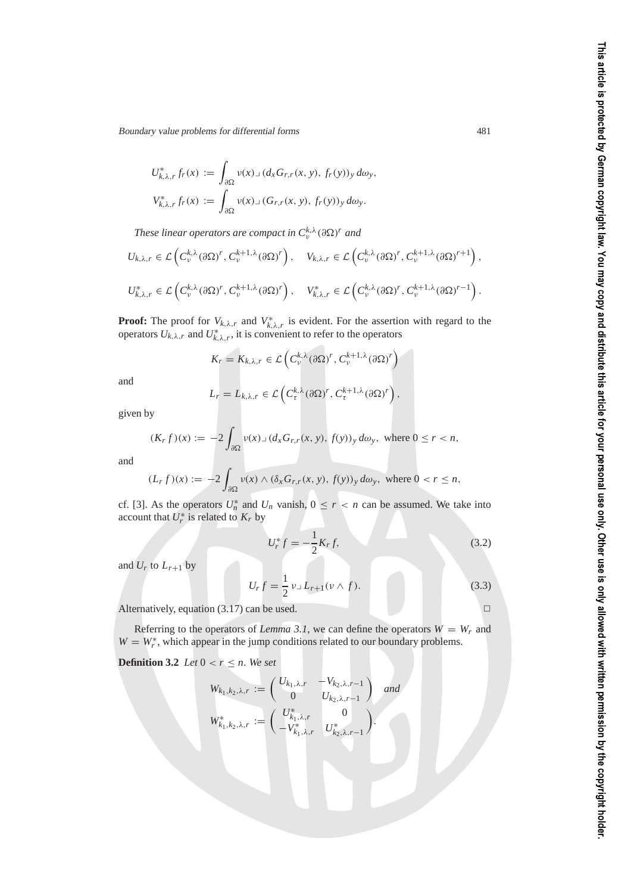$$U^*_{k,\lambda,r}\, f_r(x) := \int_{\partial\Omega} \nu(x) \lrcorner \, (d_x G_{r,r}(x,y),\, f_r(y))_y \, d\omega_y,$$

$$V^*_{k,\lambda,r}\, f_r(x) := \int_{\partial\Omega} \nu(x) \lrcorner \, (G_{r,r}(x,y),\, f_r(y))_y \, d\omega_y.$$

*These linear operators are compact in $C^{k,\lambda}_\nu(\partial\Omega)^r$ and*

$$U_{k,\lambda,r} \in \mathcal{L}\left(C^{k,\lambda}_\nu(\partial\Omega)^r, C^{k+1,\lambda}_\nu(\partial\Omega)^r\right), \quad V_{k,\lambda,r} \in \mathcal{L}\left(C^{k,\lambda}_\nu(\partial\Omega)^r, C^{k+1,\lambda}_\nu(\partial\Omega)^{r+1}\right),$$

$$U^*_{k,\lambda,r} \in \mathcal{L}\left(C^{k,\lambda}_\nu(\partial\Omega)^r, C^{k+1,\lambda}_\nu(\partial\Omega)^r\right), \quad V^*_{k,\lambda,r} \in \mathcal{L}\left(C^{k,\lambda}_\nu(\partial\Omega)^r, C^{k+1,\lambda}_\nu(\partial\Omega)^{r-1}\right).$$

**Proof:** The proof for $V_{k,\lambda,r}$ and $V^*_{k,\lambda,r}$ is evident. For the assertion with regard to the operators $U_{k,\lambda,r}$ and $U^*_{k,\lambda,r}$, it is convenient to refer to the operators

$$K_r = K_{k,\lambda,r} \in \mathcal{L}\left(C^{k,\lambda}_\nu(\partial\Omega)^r, C^{k+1,\lambda}_\nu(\partial\Omega)^r\right)$$

and

$$L_r = L_{k,\lambda,r} \in \mathcal{L}\left(C^{k,\lambda}_\tau(\partial\Omega)^r, C^{k+1,\lambda}_\tau(\partial\Omega)^r\right),$$

given by

$$(K_r f)(x) := -2\int_{\partial\Omega} \nu(x) \lrcorner \, (d_x G_{r,r}(x,y),\, f(y))_y \, d\omega_y, \text{ where } 0 \le r < n,$$

and

$$(L_r f)(x) := -2\int_{\partial\Omega} \nu(x) \wedge (\delta_x G_{r,r}(x,y),\, f(y))_y \, d\omega_y, \text{ where } 0 < r \le n,$$

cf. [3]. As the operators $U^*_n$ and $U_n$ vanish, $0 \le r < n$ can be assumed. We take into account that $U^*_r$ is related to $K_r$ by

$$U^*_r f = -\frac{1}{2} K_r f, \tag{3.2}$$

and $U_r$ to $L_{r+1}$ by

$$U_r f = \frac{1}{2}\, \nu \lrcorner \, L_{r+1}(\nu \wedge f). \tag{3.3}$$

Alternatively, equation (3.17) can be used. □

Referring to the operators of *Lemma 3.1*, we can define the operators $W = W_r$ and $W = W^*_r$, which appear in the jump conditions related to our boundary problems.

**Definition 3.2** *Let $0 < r \le n$. We set*

$$W_{k_1,k_2,\lambda,r} := \begin{pmatrix} U_{k_1,\lambda,r} & -V_{k_2,\lambda,r-1} \\ 0 & U_{k_2,\lambda,r-1} \end{pmatrix} \quad \textit{and}$$

$$W^*_{k_1,k_2,\lambda,r} := \begin{pmatrix} U^*_{k_1,\lambda,r} & 0 \\ -V^*_{k_1,\lambda,r} & U^*_{k_2,\lambda,r-1} \end{pmatrix}.$$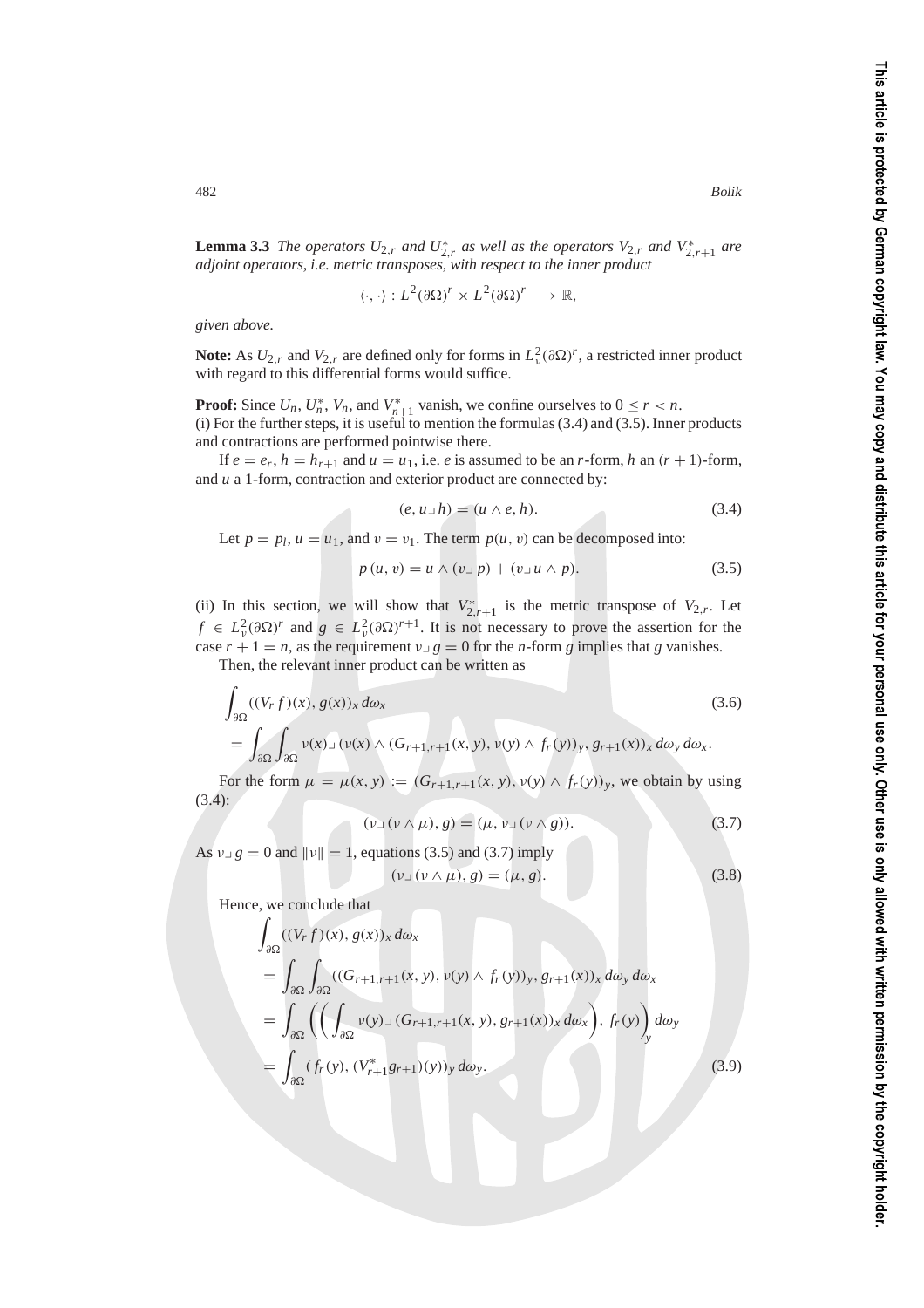**Lemma 3.3** *The operators $U_{2,r}$ and $U^*_{2,r}$ as well as the operators $V_{2,r}$ and $V^*_{2,r+1}$ are adjoint operators, i.e. metric transposes, with respect to the inner product*

$$\langle \cdot, \cdot \rangle : L^2(\partial\Omega)^r \times L^2(\partial\Omega)^r \longrightarrow \mathbb{R},$$

*given above.*

**Note:** As $U_{2,r}$ and $V_{2,r}$ are defined only for forms in $L^2_\nu(\partial\Omega)^r$, a restricted inner product with regard to this differential forms would suffice.

**Proof:** Since $U_n$, $U^*_n$, $V_n$, and $V^*_{n+1}$ vanish, we confine ourselves to $0 \leq r < n$.
(i) For the further steps, it is useful to mention the formulas (3.4) and (3.5). Inner products and contractions are performed pointwise there.

If $e = e_r$, $h = h_{r+1}$ and $u = u_1$, i.e. $e$ is assumed to be an $r$-form, $h$ an $(r+1)$-form, and $u$ a 1-form, contraction and exterior product are connected by:

$$(e, u \lrcorner h) = (u \wedge e, h). \tag{3.4}$$

Let $p = p_l$, $u = u_1$, and $v = v_1$. The term $p(u, v)$ can be decomposed into:

$$p\,(u, v) = u \wedge (v \lrcorner p) + (v \lrcorner u \wedge p). \tag{3.5}$$

(ii) In this section, we will show that $V^*_{2,r+1}$ is the metric transpose of $V_{2,r}$. Let $f \in L^2_\nu(\partial\Omega)^r$ and $g \in L^2_\nu(\partial\Omega)^{r+1}$. It is not necessary to prove the assertion for the case $r + 1 = n$, as the requirement $\nu \lrcorner g = 0$ for the $n$-form $g$ implies that $g$ vanishes.

Then, the relevant inner product can be written as

$$\begin{aligned}
&\int_{\partial\Omega} ((V_r f)(x), g(x))_x \, d\omega_x \\
&= \int_{\partial\Omega}\int_{\partial\Omega} \nu(x) \lrcorner (\nu(x) \wedge (G_{r+1,r+1}(x, y), \nu(y) \wedge f_r(y))_y, g_{r+1}(x))_x \, d\omega_y \, d\omega_x.
\end{aligned} \tag{3.6}$$

For the form $\mu = \mu(x, y) := (G_{r+1,r+1}(x, y), \nu(y) \wedge f_r(y))_y$, we obtain by using (3.4):

$$(\nu \lrcorner (\nu \wedge \mu), g) = (\mu, \nu \lrcorner (\nu \wedge g)). \tag{3.7}$$

As $\nu \lrcorner g = 0$ and $\|\nu\| = 1$, equations (3.5) and (3.7) imply

$$(\nu \lrcorner (\nu \wedge \mu), g) = (\mu, g). \tag{3.8}$$

Hence, we conclude that

$$\begin{aligned}
&\int_{\partial\Omega} ((V_r f)(x), g(x))_x \, d\omega_x \\
&= \int_{\partial\Omega}\int_{\partial\Omega} ((G_{r+1,r+1}(x, y), \nu(y) \wedge f_r(y))_y, g_{r+1}(x))_x \, d\omega_y \, d\omega_x \\
&= \int_{\partial\Omega} \left( \left( \int_{\partial\Omega} \nu(y) \lrcorner (G_{r+1,r+1}(x, y), g_{r+1}(x))_x \, d\omega_x \right), f_r(y) \right)_y d\omega_y \\
&= \int_{\partial\Omega} (f_r(y), (V^*_{r+1} g_{r+1})(y))_y \, d\omega_y.
\end{aligned} \tag{3.9}$$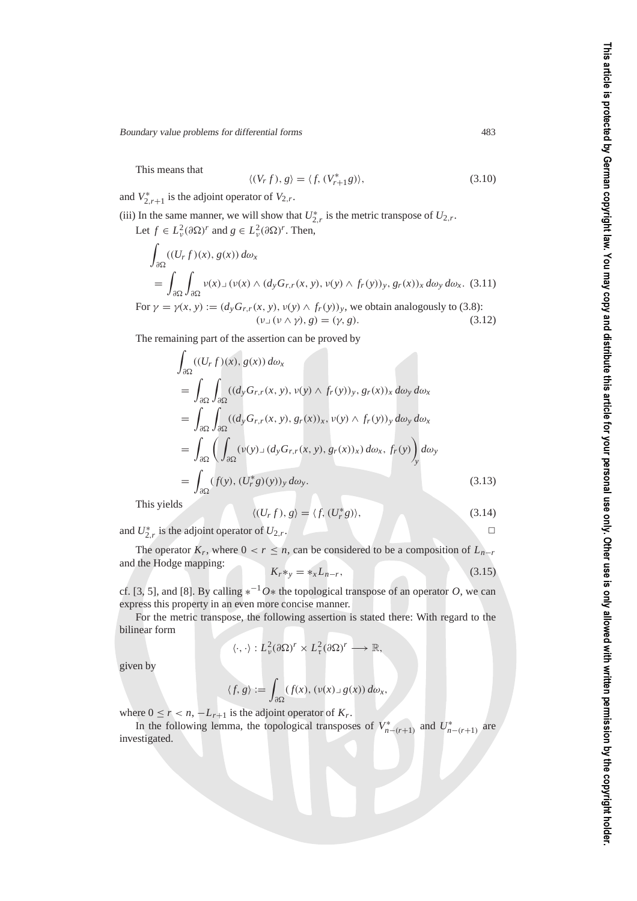This means that

$$\langle (V_r f), g \rangle = \langle f, (V^*_{r+1} g) \rangle, \tag{3.10}$$

and $V^*_{2,r+1}$ is the adjoint operator of $V_{2,r}$.

(iii) In the same manner, we will show that $U^*_{2,r}$ is the metric transpose of $U_{2,r}$.

Let $f \in L^2_\nu(\partial\Omega)^r$ and $g \in L^2_\nu(\partial\Omega)^r$. Then,

$$\begin{aligned}
&\int_{\partial\Omega} ((U_r f)(x), g(x))\, d\omega_x \\
&= \int_{\partial\Omega} \int_{\partial\Omega} \nu(x) \lrcorner (\nu(x) \wedge (d_y G_{r,r}(x,y), \nu(y) \wedge f_r(y))_y, g_r(x))_x \, d\omega_y \, d\omega_x. \quad (3.11)
\end{aligned}$$

For $\gamma = \gamma(x,y) := (d_y G_{r,r}(x,y), \nu(y) \wedge f_r(y))_y$, we obtain analogously to (3.8):

$$(\nu \lrcorner (\nu \wedge \gamma), g) = (\gamma, g). \tag{3.12}$$

The remaining part of the assertion can be proved by

$$\begin{aligned}
&\int_{\partial\Omega} ((U_r f)(x), g(x))\, d\omega_x \\
&= \int_{\partial\Omega} \int_{\partial\Omega} ((d_y G_{r,r}(x,y), \nu(y) \wedge f_r(y))_y, g_r(x))_x \, d\omega_y \, d\omega_x \\
&= \int_{\partial\Omega} \int_{\partial\Omega} ((d_y G_{r,r}(x,y), g_r(x))_x, \nu(y) \wedge f_r(y))_y \, d\omega_y \, d\omega_x \\
&= \int_{\partial\Omega} \left( \int_{\partial\Omega} (\nu(y) \lrcorner (d_y G_{r,r}(x,y), g_r(x))_x) \, d\omega_x, f_r(y) \right)_y d\omega_y \\
&= \int_{\partial\Omega} (f(y), (U^*_r g)(y))_y \, d\omega_y. \quad (3.13)
\end{aligned}$$

This yields

$$\langle (U_r f), g \rangle = \langle f, (U^*_r g) \rangle, \tag{3.14}$$

and $U^*_{2,r}$ is the adjoint operator of $U_{2,r}$. □

The operator $K_r$, where $0 < r \leq n$, can be considered to be a composition of $L_{n-r}$ and the Hodge mapping:

$$K_r *_y = *_x L_{n-r}, \tag{3.15}$$

cf. [3, 5], and [8]. By calling $*^{-1} O *$ the topological transpose of an operator $O$, we can express this property in an even more concise manner.

For the metric transpose, the following assertion is stated there: With regard to the bilinear form

$$\langle \cdot, \cdot \rangle : L^2_\nu(\partial\Omega)^r \times L^2_\tau(\partial\Omega)^r \longrightarrow \mathbb{R},$$

given by

$$\langle f, g \rangle := \int_{\partial\Omega} (f(x), (\nu(x) \lrcorner g(x))\, d\omega_x,$$

where $0 \leq r < n$, $-L_{r+1}$ is the adjoint operator of $K_r$.

In the following lemma, the topological transposes of $V^*_{n-(r+1)}$ and $U^*_{n-(r+1)}$ are investigated.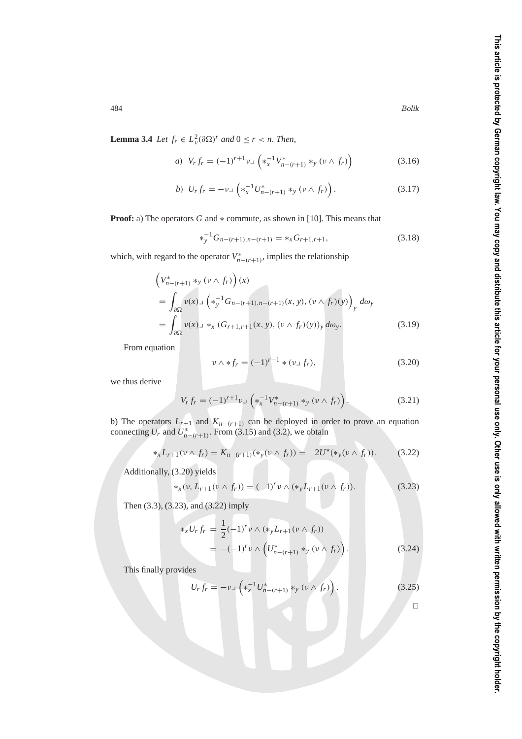**Lemma 3.4** *Let $f_r \in L^2_\nu(\partial\Omega)^r$ and $0 \le r < n$. Then,*

$$a)\;\; V_r f_r = (-1)^{r+1} \nu \lrcorner \left( *_x^{-1} V^*_{n-(r+1)} *_y (\nu \wedge f_r) \right) \tag{3.16}$$

$$b)\;\; U_r f_r = -\nu \lrcorner \left( *_x^{-1} U^*_{n-(r+1)} *_y (\nu \wedge f_r) \right). \tag{3.17}$$

**Proof:** a) The operators $G$ and $*$ commute, as shown in [10]. This means that

$$*_y^{-1} G_{n-(r+1),n-(r+1)} = *_x G_{r+1,r+1}, \tag{3.18}$$

which, with regard to the operator $V^*_{n-(r+1)}$, implies the relationship

$$\begin{aligned}
&\left( V^*_{n-(r+1)} *_y (\nu \wedge f_r) \right)(x) \\
&= \int_{\partial\Omega} \nu(x) \lrcorner \left( *_y^{-1} G_{n-(r+1),n-(r+1)}(x,y), (\nu \wedge f_r)(y) \right)_y d\omega_y \\
&= \int_{\partial\Omega} \nu(x) \lrcorner *_x \left( G_{r+1,r+1}(x,y), (\nu \wedge f_r)(y) \right)_y d\omega_y.
\end{aligned} \tag{3.19}$$

From equation

$$\nu \wedge * f_r = (-1)^{r-1} * (\nu \lrcorner f_r), \tag{3.20}$$

we thus derive

$$V_r f_r = (-1)^{r+1} \nu \lrcorner \left( *_x^{-1} V^*_{n-(r+1)} *_y (\nu \wedge f_r) \right). \tag{3.21}$$

b) The operators $L_{r+1}$ and $K_{n-(r+1)}$ can be deployed in order to prove an equation connecting $U_r$ and $U^*_{n-(r+1)}$. From (3.15) and (3.2), we obtain

$$*_x L_{r+1}(\nu \wedge f_r) = K_{n-(r+1)}(*_y(\nu \wedge f_r)) = -2U^*(*_y(\nu \wedge f_r)). \tag{3.22}$$

Additionally, (3.20) yields

$$*_x(\nu, L_{r+1}(\nu \wedge f_r)) = (-1)^r \nu \wedge (*_y L_{r+1}(\nu \wedge f_r)). \tag{3.23}$$

Then (3.3), (3.23), and (3.22) imply

$$\begin{aligned}
*_x U_r f_r &= \frac{1}{2}(-1)^r \nu \wedge (*_y L_{r+1}(\nu \wedge f_r)) \\
&= -(-1)^r \nu \wedge \left( U^*_{n-(r+1)} *_y (\nu \wedge f_r) \right).
\end{aligned} \tag{3.24}$$

This finally provides

$$U_r f_r = -\nu \lrcorner \left( *_x^{-1} U^*_{n-(r+1)} *_y (\nu \wedge f_r) \right). \tag{3.25}$$

□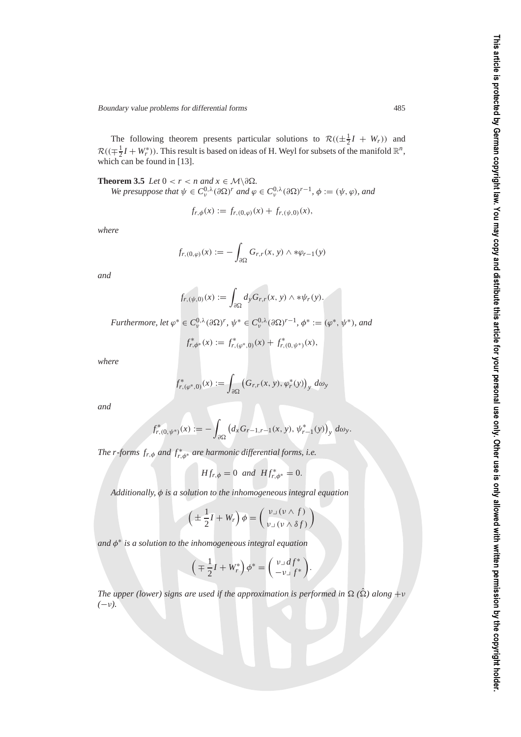The following theorem presents particular solutions to $\mathcal{R}((\pm\frac{1}{2}I + W_r))$ and $\mathcal{R}((\mp\frac{1}{2}I + W_r^*))$. This result is based on ideas of H. Weyl for subsets of the manifold $\mathbb{R}^n$, which can be found in [13].

**Theorem 3.5** *Let $0 < r < n$ and $x \in \mathcal{M}\backslash\partial\Omega$.*

*We presuppose that $\psi \in C_\nu^{0,\lambda}(\partial\Omega)^r$ and $\varphi \in C_\nu^{0,\lambda}(\partial\Omega)^{r-1}$, $\phi := (\psi, \varphi)$, and*

$$f_{r,\phi}(x) := f_{r,(0,\varphi)}(x) + f_{r,(\psi,0)}(x),$$

*where*

$$f_{r,(0,\varphi)}(x) := -\int_{\partial\Omega} G_{r,r}(x, y) \wedge *\varphi_{r-1}(y)$$

*and*

$$f_{r,(\psi,0)}(x) := \int_{\partial\Omega} d_y G_{r,r}(x, y) \wedge *\psi_r(y).$$

*Furthermore, let $\varphi^* \in C_\nu^{0,\lambda}(\partial\Omega)^r$, $\psi^* \in C_\nu^{0,\lambda}(\partial\Omega)^{r-1}$, $\phi^* := (\varphi^*, \psi^*)$, and*

$$f_{r,\phi^*}^*(x) := f_{r,(\varphi^*,0)}^*(x) + f_{r,(0,\psi^*)}^*(x),$$

*where*

$$f_{r,(\varphi^*,0)}^*(x) := \int_{\partial\Omega} \big(G_{r,r}(x, y), \varphi_r^*(y)\big)_y \, d\omega_y$$

*and*

$$f_{r,(0,\psi^*)}^*(x) := -\int_{\partial\Omega} \big(d_x G_{r-1,r-1}(x, y), \psi_{r-1}^*(y)\big)_y \, d\omega_y.$$

*The $r$-forms $f_{r,\phi}$ and $f_{r,\phi^*}^*$ are harmonic differential forms, i.e.*

$$H f_{r,\phi} = 0 \;\text{ and }\; H f_{r,\phi^*}^* = 0.$$

*Additionally, $\phi$ is a solution to the inhomogeneous integral equation*

$$\Big(\pm\frac{1}{2}I + W_r\Big)\phi = \begin{pmatrix} \nu \lrcorner (\nu \wedge f) \\ \nu \lrcorner (\nu \wedge \delta f) \end{pmatrix}$$

*and $\phi^*$ is a solution to the inhomogeneous integral equation*

$$\Big(\mp\frac{1}{2}I + W_r^*\Big)\phi^* = \begin{pmatrix} \nu \lrcorner d f^* \\ -\nu \lrcorner f^* \end{pmatrix}.$$

*The upper (lower) signs are used if the approximation is performed in $\Omega$ ($\hat{\Omega}$) along $+\nu$ ($-\nu$).*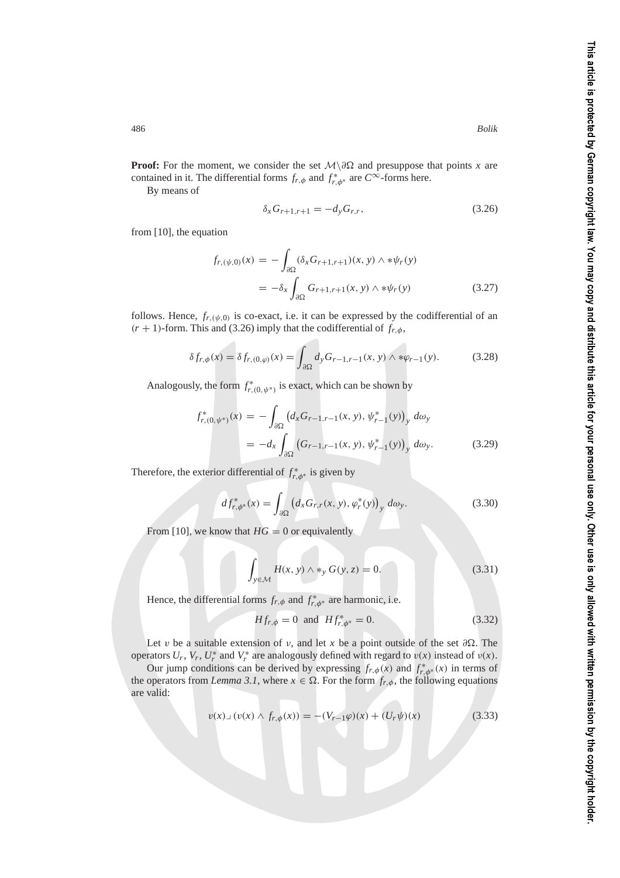**Proof:** For the moment, we consider the set $\mathcal{M}\backslash\partial\Omega$ and presuppose that points $x$ are contained in it. The differential forms $f_{r,\phi}$ and $f^*_{r,\phi^*}$ are $C^\infty$-forms here.

By means of

$$\delta_x G_{r+1,r+1} = -d_y G_{r,r}, \tag{3.26}$$

from [10], the equation

$$\begin{aligned} f_{r,(\psi,0)}(x) &= -\int_{\partial\Omega} (\delta_x G_{r+1,r+1})(x,y) \wedge *\psi_r(y) \\ &= -\delta_x \int_{\partial\Omega} G_{r+1,r+1}(x,y) \wedge *\psi_r(y) \end{aligned} \tag{3.27}$$

follows. Hence, $f_{r,(\psi,0)}$ is co-exact, i.e. it can be expressed by the codifferential of an $(r+1)$-form. This and (3.26) imply that the codifferential of $f_{r,\phi}$,

$$\delta f_{r,\phi}(x) = \delta f_{r,(0,\varphi)}(x) = \int_{\partial\Omega} d_y G_{r-1,r-1}(x,y) \wedge *\varphi_{r-1}(y). \tag{3.28}$$

Analogously, the form $f^*_{r,(0,\psi^*)}$ is exact, which can be shown by

$$\begin{aligned} f^*_{r,(0,\psi^*)}(x) &= -\int_{\partial\Omega} \left(d_x G_{r-1,r-1}(x,y), \psi^*_{r-1}(y)\right)_y \, d\omega_y \\ &= -d_x \int_{\partial\Omega} \left(G_{r-1,r-1}(x,y), \psi^*_{r-1}(y)\right)_y \, d\omega_y. \end{aligned} \tag{3.29}$$

Therefore, the exterior differential of $f^*_{r,\phi^*}$ is given by

$$d f^*_{r,\phi^*}(x) = \int_{\partial\Omega} \left(d_x G_{r,r}(x,y), \varphi^*_r(y)\right)_y \, d\omega_y. \tag{3.30}$$

From [10], we know that $HG = 0$ or equivalently

$$\int_{y\in\mathcal{M}} H(x,y) \wedge *_y \, G(y,z) = 0. \tag{3.31}$$

Hence, the differential forms $f_{r,\phi}$ and $f^*_{r,\phi^*}$ are harmonic, i.e.

$$H f_{r,\phi} = 0 \;\text{ and }\; H f^*_{r,\phi^*} = 0. \tag{3.32}$$

Let $\upsilon$ be a suitable extension of $\nu$, and let $x$ be a point outside of the set $\partial\Omega$. The operators $U_r$, $V_r$, $U^*_r$ and $V^*_r$ are analogously defined with regard to $\upsilon(x)$ instead of $\nu(x)$.

Our jump conditions can be derived by expressing $f_{r,\phi}(x)$ and $f^*_{r,\phi^*}(x)$ in terms of the operators from *Lemma 3.1*, where $x \in \Omega$. For the form $f_{r,\phi}$, the following equations are valid:

$$\upsilon(x) \lrcorner \left(\upsilon(x) \wedge f_{r,\phi}(x)\right) = -(V_{r-1}\varphi)(x) + (U_r\psi)(x) \tag{3.33}$$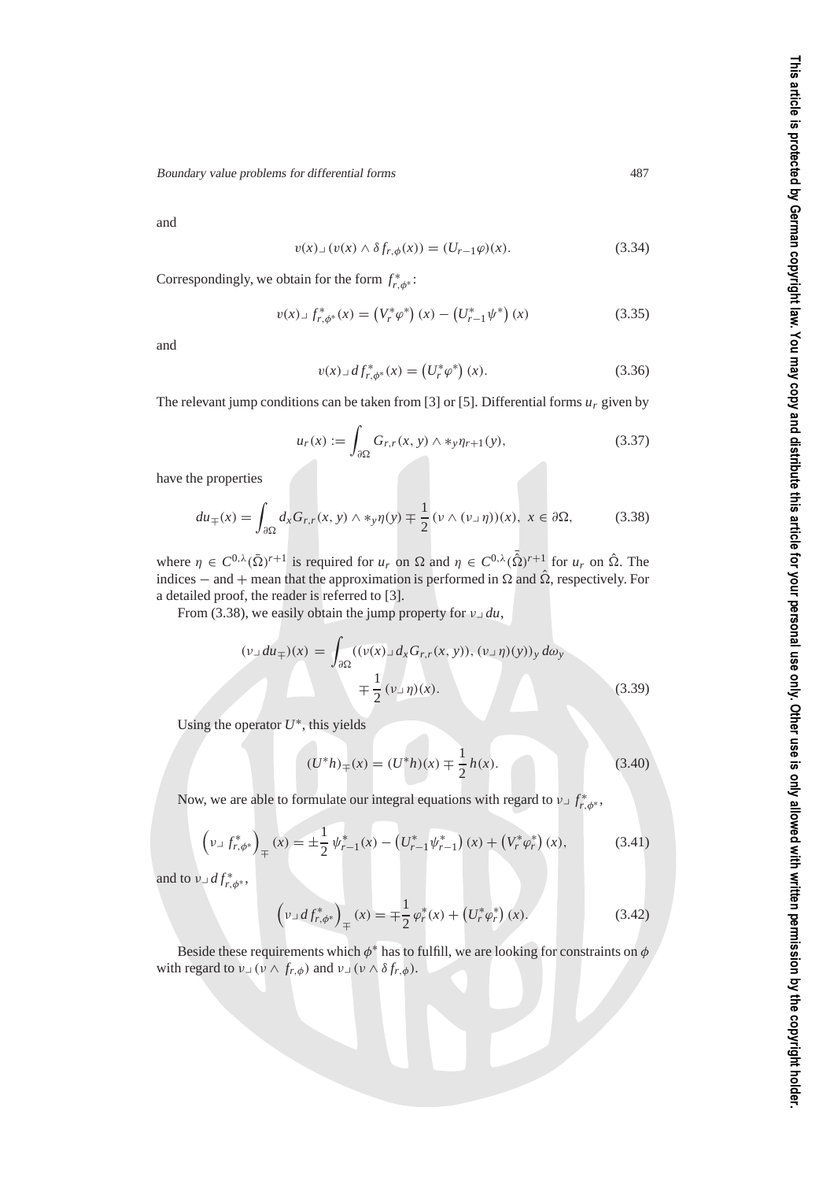and

$$\upsilon(x) \lrcorner (\upsilon(x) \wedge \delta f_{r,\phi}(x)) = (U_{r-1}\varphi)(x). \tag{3.34}$$

Correspondingly, we obtain for the form $f^*_{r,\phi^*}$:

$$\upsilon(x) \lrcorner f^*_{r,\phi^*}(x) = \left(V^*_r \varphi^*\right)(x) - \left(U^*_{r-1}\psi^*\right)(x) \tag{3.35}$$

and

$$\upsilon(x) \lrcorner d f^*_{r,\phi^*}(x) = \left(U^*_r \varphi^*\right)(x). \tag{3.36}$$

The relevant jump conditions can be taken from [3] or [5]. Differential forms $u_r$ given by

$$u_r(x) := \int_{\partial\Omega} G_{r,r}(x,y) \wedge *_y \eta_{r+1}(y), \tag{3.37}$$

have the properties

$$du_{\mp}(x) = \int_{\partial\Omega} d_x G_{r,r}(x,y) \wedge *_y \eta(y) \mp \frac{1}{2}(\nu \wedge (\nu \lrcorner \eta))(x), \; x \in \partial\Omega, \tag{3.38}$$

where $\eta \in C^{0,\lambda}(\bar{\Omega})^{r+1}$ is required for $u_r$ on $\Omega$ and $\eta \in C^{0,\lambda}(\bar{\hat{\Omega}})^{r+1}$ for $u_r$ on $\hat{\Omega}$. The indices $-$ and $+$ mean that the approximation is performed in $\Omega$ and $\hat{\Omega}$, respectively. For a detailed proof, the reader is referred to [3].

From (3.38), we easily obtain the jump property for $\nu \lrcorner du$,

$$(\nu \lrcorner du_{\mp})(x) = \int_{\partial\Omega} ((\upsilon(x) \lrcorner d_x G_{r,r}(x,y)), (\nu \lrcorner \eta)(y))_y \, d\omega_y \mp \frac{1}{2}(\nu \lrcorner \eta)(x). \tag{3.39}$$

Using the operator $U^*$, this yields

$$(U^* h)_{\mp}(x) = (U^* h)(x) \mp \frac{1}{2} h(x). \tag{3.40}$$

Now, we are able to formulate our integral equations with regard to $\nu \lrcorner f^*_{r,\phi^*}$,

$$\left(\nu \lrcorner f^*_{r,\phi^*}\right)_{\mp}(x) = \pm\frac{1}{2}\psi^*_{r-1}(x) - \left(U^*_{r-1}\psi^*_{r-1}\right)(x) + \left(V^*_r \varphi^*_r\right)(x), \tag{3.41}$$

and to $\upsilon \lrcorner d f^*_{r,\phi^*}$,

$$\left(\nu \lrcorner d f^*_{r,\phi^*}\right)_{\mp}(x) = \mp\frac{1}{2}\varphi^*_r(x) + \left(U^*_r \varphi^*_r\right)(x). \tag{3.42}$$

Beside these requirements which $\phi^*$ has to fulfill, we are looking for constraints on $\phi$ with regard to $\upsilon \lrcorner (\nu \wedge f_{r,\phi})$ and $\upsilon \lrcorner (\nu \wedge \delta f_{r,\phi})$.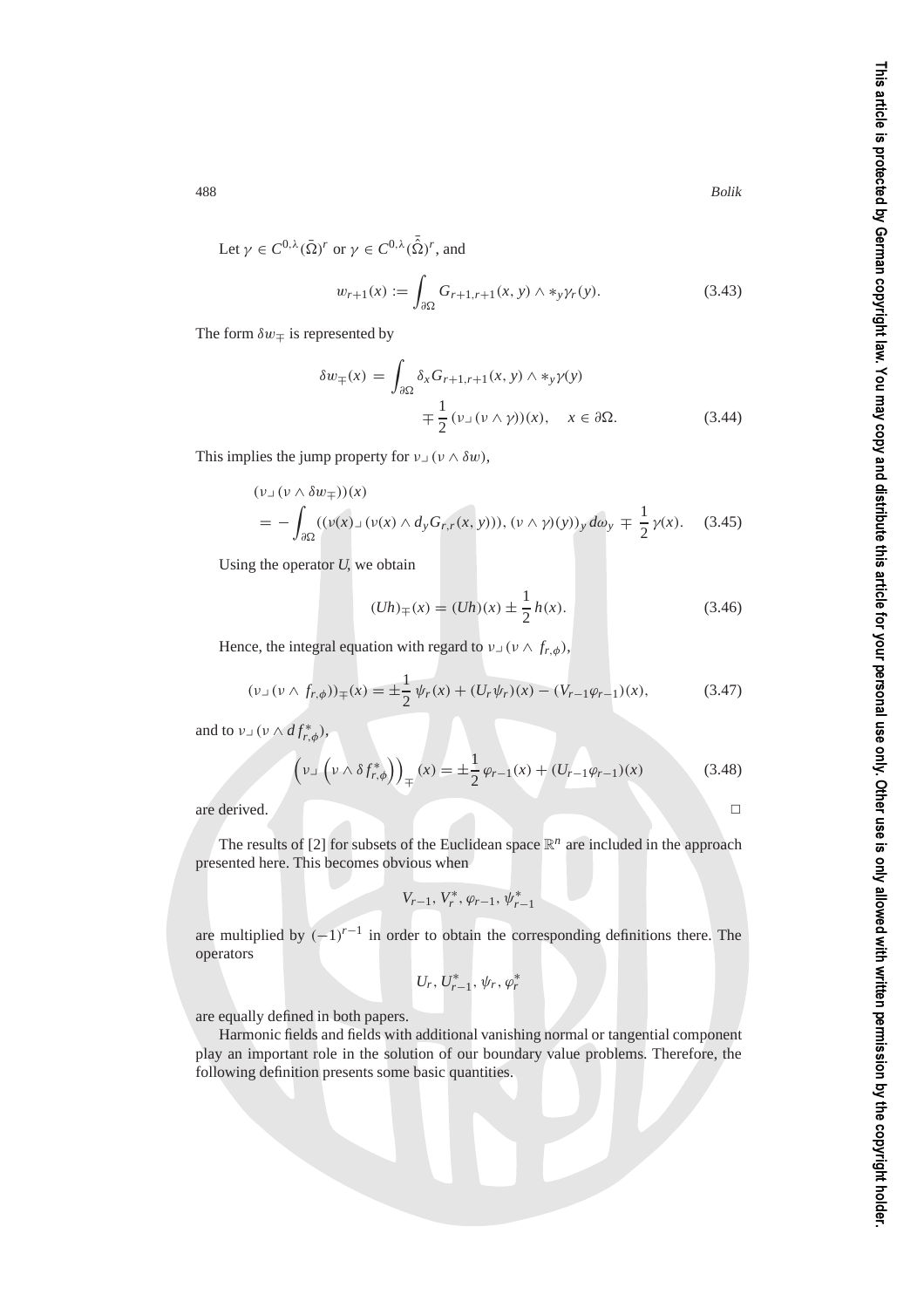Let $\gamma \in C^{0,\lambda}(\bar{\Omega})^r$ or $\gamma \in C^{0,\lambda}(\bar{\hat{\Omega}})^r$, and

$$w_{r+1}(x) := \int_{\partial\Omega} G_{r+1,r+1}(x, y) \wedge *_y \gamma_r(y). \tag{3.43}$$

The form $\delta w_{\mp}$ is represented by

$$\delta w_{\mp}(x) = \int_{\partial\Omega} \delta_x G_{r+1,r+1}(x, y) \wedge *_y \gamma(y) \mp \frac{1}{2} (\nu \lrcorner (\nu \wedge \gamma))(x), \quad x \in \partial\Omega. \tag{3.44}$$

This implies the jump property for $\nu \lrcorner (\nu \wedge \delta w)$,

$$\begin{aligned}
&(\nu \lrcorner (\nu \wedge \delta w_{\mp}))(x) \\
&= - \int_{\partial\Omega} ((\nu(x) \lrcorner (\nu(x) \wedge d_y G_{r,r}(x, y))), (\nu \wedge \gamma)(y))_y \, d\omega_y \mp \frac{1}{2} \gamma(x).
\end{aligned} \tag{3.45}$$

Using the operator $U$, we obtain

$$(Uh)_{\mp}(x) = (Uh)(x) \pm \frac{1}{2} h(x). \tag{3.46}$$

Hence, the integral equation with regard to $\nu \lrcorner (\nu \wedge f_{r,\phi})$,

$$(\nu \lrcorner (\nu \wedge f_{r,\phi}))_{\mp}(x) = \pm \frac{1}{2} \psi_r(x) + (U_r \psi_r)(x) - (V_{r-1} \varphi_{r-1})(x), \tag{3.47}$$

and to $\nu \lrcorner (\nu \wedge d f^*_{r,\phi})$,

$$\left( \nu \lrcorner \left( \nu \wedge \delta f^*_{r,\phi} \right) \right)_{\mp}(x) = \pm \frac{1}{2} \varphi_{r-1}(x) + (U_{r-1} \varphi_{r-1})(x) \tag{3.48}$$

are derived. □

The results of [2] for subsets of the Euclidean space $\mathbb{R}^n$ are included in the approach presented here. This becomes obvious when

$$V_{r-1}, V^*_r, \varphi_{r-1}, \psi^*_{r-1}$$

are multiplied by $(-1)^{r-1}$ in order to obtain the corresponding definitions there. The operators

$$U_r, U^*_{r-1}, \psi_r, \varphi^*_r$$

are equally defined in both papers.

Harmonic fields and fields with additional vanishing normal or tangential component play an important role in the solution of our boundary value problems. Therefore, the following definition presents some basic quantities.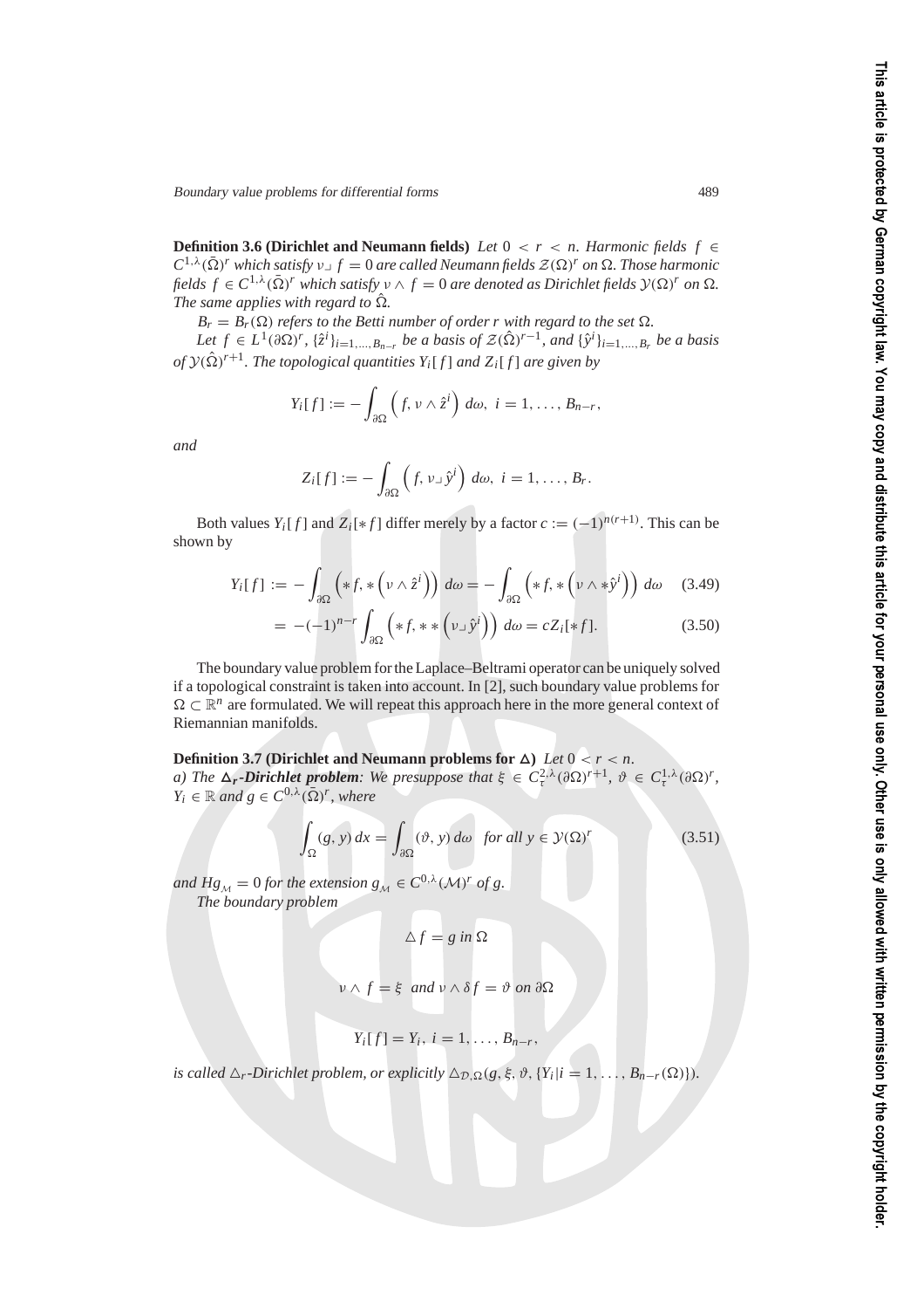**Definition 3.6 (Dirichlet and Neumann fields)** *Let $0 < r < n$. Harmonic fields $f \in C^{1,\lambda}(\bar{\Omega})^r$ which satisfy $\nu \lrcorner f = 0$ are called Neumann fields $\mathcal{Z}(\Omega)^r$ on $\Omega$. Those harmonic fields $f \in C^{1,\lambda}(\bar{\Omega})^r$ which satisfy $\nu \wedge f = 0$ are denoted as Dirichlet fields $\mathcal{Y}(\Omega)^r$ on $\Omega$. The same applies with regard to $\hat{\Omega}$.*

*$B_r = B_r(\Omega)$ refers to the Betti number of order $r$ with regard to the set $\Omega$.*

*Let $f \in L^1(\partial\Omega)^r$, $\{\hat{z}^i\}_{i=1,\ldots,B_{n-r}}$ be a basis of $\mathcal{Z}(\hat{\Omega})^{r-1}$, and $\{\hat{y}^i\}_{i=1,\ldots,B_r}$ be a basis of $\mathcal{Y}(\hat{\Omega})^{r+1}$. The topological quantities $Y_i[f]$ and $Z_i[f]$ are given by*

$$Y_i[f] := -\int_{\partial\Omega} \left( f, \nu \wedge \hat{z}^i \right) d\omega, \; i = 1, \ldots, B_{n-r},$$

*and*

$$Z_i[f] := -\int_{\partial\Omega} \left( f, \nu \lrcorner \hat{y}^i \right) d\omega, \; i = 1, \ldots, B_r.$$

Both values $Y_i[f]$ and $Z_i[*f]$ differ merely by a factor $c := (-1)^{n(r+1)}$. This can be shown by

$$Y_i[f] := -\int_{\partial\Omega} \left( *f, *\left( \nu \wedge \hat{z}^i \right) \right) d\omega = -\int_{\partial\Omega} \left( *f, *\left( \nu \wedge *\hat{y}^i \right) \right) d\omega \tag{3.49}$$

$$= -(-1)^{n-r} \int_{\partial\Omega} \left( *f, **\left( \nu \lrcorner \hat{y}^i \right) \right) d\omega = cZ_i[*f]. \tag{3.50}$$

The boundary value problem for the Laplace–Beltrami operator can be uniquely solved if a topological constraint is taken into account. In [2], such boundary value problems for $\Omega \subset \mathbb{R}^n$ are formulated. We will repeat this approach here in the more general context of Riemannian manifolds.

**Definition 3.7 (Dirichlet and Neumann problems for $\Delta$)** *Let $0 < r < n$.*
*a) The **$\Delta_r$-Dirichlet problem**: We presuppose that $\xi \in C_\tau^{2,\lambda}(\partial\Omega)^{r+1}$, $\vartheta \in C_\tau^{1,\lambda}(\partial\Omega)^r$, $Y_i \in \mathbb{R}$ and $g \in C^{0,\lambda}(\bar{\Omega})^r$, where*

$$\int_\Omega (g, y)\, dx = \int_{\partial\Omega} (\vartheta, y)\, d\omega \quad \text{for all } y \in \mathcal{Y}(\Omega)^r \tag{3.51}$$

*and $Hg_{\mathcal{M}} = 0$ for the extension $g_{\mathcal{M}} \in C^{0,\lambda}(\mathcal{M})^r$ of $g$.*

*The boundary problem*

$$\triangle f = g \text{ in } \Omega$$

$$\nu \wedge f = \xi \;\text{ and }\; \nu \wedge \delta f = \vartheta \text{ on } \partial\Omega$$

$$Y_i[f] = Y_i, \; i = 1, \ldots, B_{n-r},$$

*is called $\triangle_r$-Dirichlet problem, or explicitly $\triangle_{\mathcal{D},\Omega}(g, \xi, \vartheta, \{Y_i | i = 1, \ldots, B_{n-r}(\Omega)\})$.*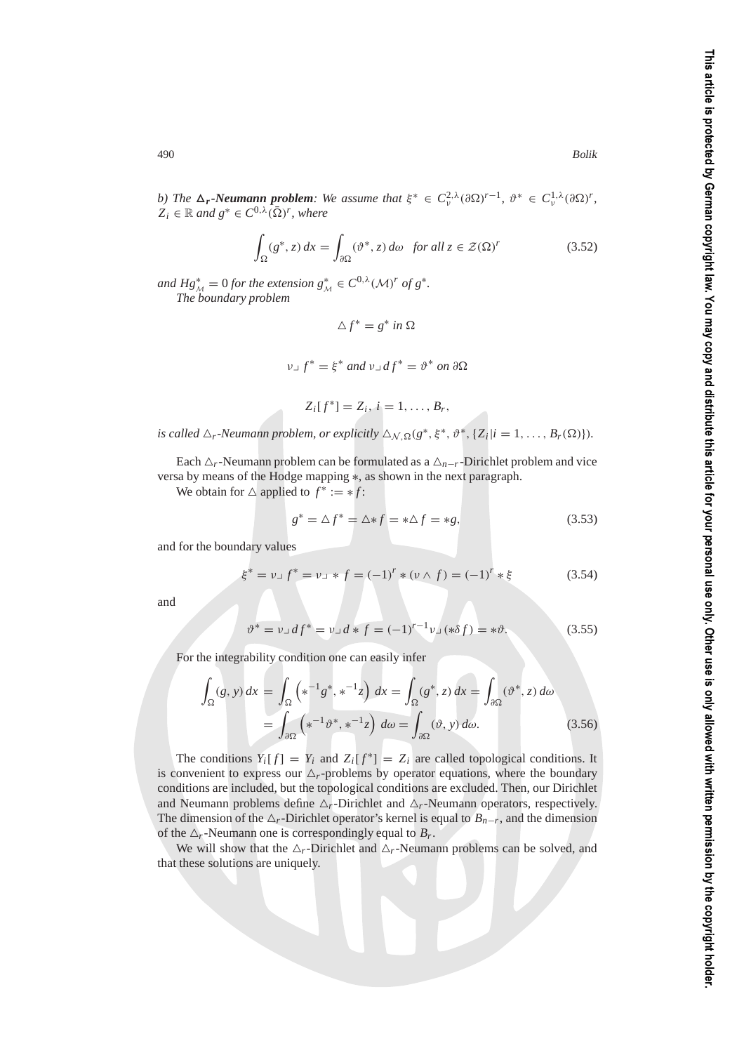*b) The $\Delta_r$-**Neumann problem**: We assume that $\xi^* \in C_\nu^{2,\lambda}(\partial\Omega)^{r-1}$, $\vartheta^* \in C_\nu^{1,\lambda}(\partial\Omega)^r$, $Z_i \in \mathbb{R}$ and $g^* \in C^{0,\lambda}(\bar{\Omega})^r$, where*

$$\int_\Omega (g^*, z)\,dx = \int_{\partial\Omega} (\vartheta^*, z)\,d\omega \quad \textit{for all } z \in \mathcal{Z}(\Omega)^r \tag{3.52}$$

*and $Hg^*_{\mathcal{M}} = 0$ for the extension $g^*_{\mathcal{M}} \in C^{0,\lambda}(\mathcal{M})^r$ of $g^*$.*

*The boundary problem*

$$\triangle f^* = g^* \textit{ in } \Omega$$

$$\nu \lrcorner\, f^* = \xi^* \textit{ and } \nu \lrcorner\, d f^* = \vartheta^* \textit{ on } \partial\Omega$$

$$Z_i[f^*] = Z_i,\; i = 1, \ldots, B_r,$$

*is called $\triangle_r$-Neumann problem, or explicitly $\triangle_{\mathcal{N},\Omega}(g^*, \xi^*, \vartheta^*, \{Z_i | i = 1, \ldots, B_r(\Omega)\})$.*

Each $\triangle_r$-Neumann problem can be formulated as a $\triangle_{n-r}$-Dirichlet problem and vice versa by means of the Hodge mapping $*$, as shown in the next paragraph.

We obtain for $\triangle$ applied to $f^* := *f$:

$$g^* = \triangle f^* = \triangle * f = * \triangle f = * g, \tag{3.53}$$

and for the boundary values

$$\xi^* = \nu \lrcorner\, f^* = \nu \lrcorner * f = (-1)^r * (\nu \wedge f) = (-1)^r * \xi \tag{3.54}$$

and

$$\vartheta^* = \nu \lrcorner\, d f^* = \nu \lrcorner\, d * f = (-1)^{r-1} \nu \lrcorner\, (*\delta f) = *\vartheta. \tag{3.55}$$

For the integrability condition one can easily infer

$$\begin{aligned}
\int_\Omega (g, y)\,dx &= \int_\Omega \left( *^{-1} g^*, *^{-1} z \right)\,dx = \int_\Omega (g^*, z)\,dx = \int_{\partial\Omega} (\vartheta^*, z)\,d\omega \\
&= \int_{\partial\Omega} \left( *^{-1} \vartheta^*, *^{-1} z \right)\,d\omega = \int_{\partial\Omega} (\vartheta, y)\,d\omega.
\end{aligned} \tag{3.56}$$

The conditions $Y_i[f] = Y_i$ and $Z_i[f^*] = Z_i$ are called topological conditions. It is convenient to express our $\triangle_r$-problems by operator equations, where the boundary conditions are included, but the topological conditions are excluded. Then, our Dirichlet and Neumann problems define $\triangle_r$-Dirichlet and $\triangle_r$-Neumann operators, respectively. The dimension of the $\triangle_r$-Dirichlet operator's kernel is equal to $B_{n-r}$, and the dimension of the $\triangle_r$-Neumann one is correspondingly equal to $B_r$.

We will show that the $\triangle_r$-Dirichlet and $\triangle_r$-Neumann problems can be solved, and that these solutions are uniquely.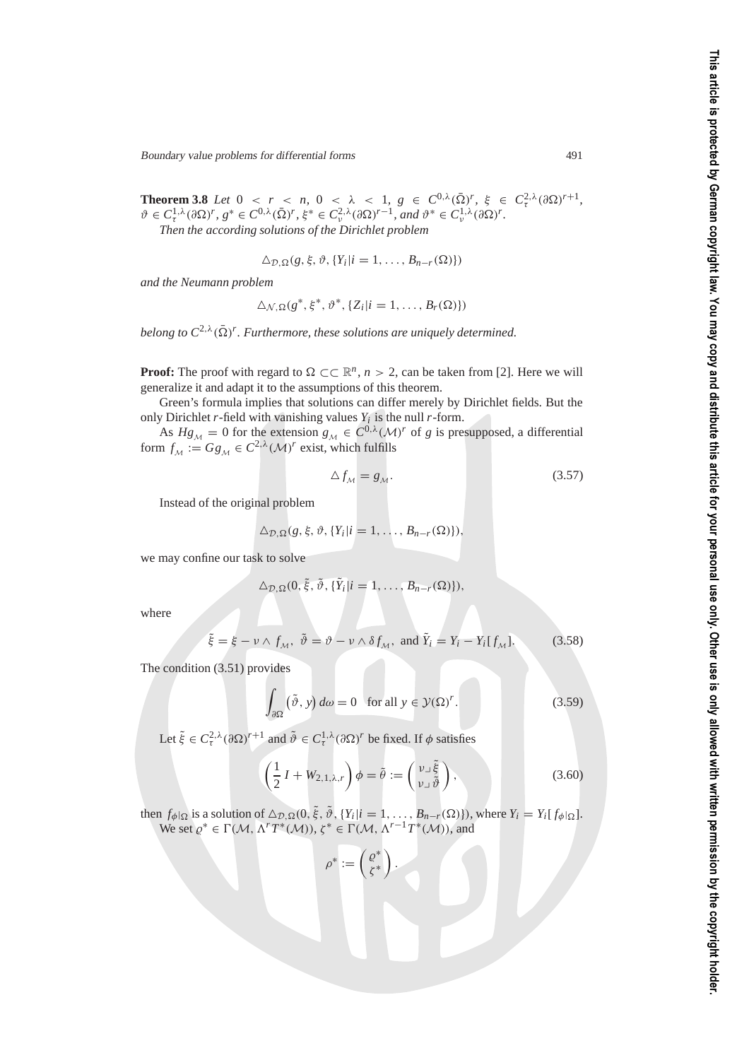**Theorem 3.8** *Let $0 < r < n$, $0 < \lambda < 1$, $g \in C^{0,\lambda}(\bar{\Omega})^r$, $\xi \in C_\tau^{2,\lambda}(\partial\Omega)^{r+1}$, $\vartheta \in C_\tau^{1,\lambda}(\partial\Omega)^r$, $g^* \in C^{0,\lambda}(\bar{\Omega})^r$, $\xi^* \in C_\nu^{2,\lambda}(\partial\Omega)^{r-1}$, and $\vartheta^* \in C_\nu^{1,\lambda}(\partial\Omega)^r$.*

*Then the according solutions of the Dirichlet problem*

$$\triangle_{\mathcal{D},\Omega}(g, \xi, \vartheta, \{Y_i | i = 1, \ldots, B_{n-r}(\Omega)\})$$

*and the Neumann problem*

$$\triangle_{\mathcal{N},\Omega}(g^*, \xi^*, \vartheta^*, \{Z_i | i = 1, \ldots, B_r(\Omega)\})$$

*belong to $C^{2,\lambda}(\bar{\Omega})^r$. Furthermore, these solutions are uniquely determined.*

**Proof:** The proof with regard to $\Omega \subset\subset \mathbb{R}^n$, $n > 2$, can be taken from [2]. Here we will generalize it and adapt it to the assumptions of this theorem.

Green's formula implies that solutions can differ merely by Dirichlet fields. But the only Dirichlet $r$-field with vanishing values $Y_i$ is the null $r$-form.

As $Hg_{\mathcal{M}} = 0$ for the extension $g_{\mathcal{M}} \in C^{0,\lambda}(\mathcal{M})^r$ of $g$ is presupposed, a differential form $f_{\mathcal{M}} := Gg_{\mathcal{M}} \in C^{2,\lambda}(\mathcal{M})^r$ exist, which fulfills

$$\triangle f_{\mathcal{M}} = g_{\mathcal{M}}. \tag{3.57}$$

Instead of the original problem

$$\triangle_{\mathcal{D},\Omega}(g, \xi, \vartheta, \{Y_i | i = 1, \ldots, B_{n-r}(\Omega)\}),$$

we may confine our task to solve

$$\triangle_{\mathcal{D},\Omega}(0, \tilde{\xi}, \tilde{\vartheta}, \{\tilde{Y}_i | i = 1, \ldots, B_{n-r}(\Omega)\}),$$

where

$$\tilde{\xi} = \xi - \nu \wedge f_{\mathcal{M}}, \;\; \tilde{\vartheta} = \vartheta - \nu \wedge \delta f_{\mathcal{M}}, \;\text{ and } \tilde{Y}_i = Y_i - Y_i[f_{\mathcal{M}}]. \tag{3.58}$$

The condition (3.51) provides

$$\int_{\partial\Omega} (\tilde{\vartheta}, y)\, d\omega = 0 \quad \text{for all } y \in \mathcal{Y}(\Omega)^r. \tag{3.59}$$

Let $\tilde{\xi} \in C_\tau^{2,\lambda}(\partial\Omega)^{r+1}$ and $\tilde{\vartheta} \in C_\tau^{1,\lambda}(\partial\Omega)^r$ be fixed. If $\phi$ satisfies

$$\left(\frac{1}{2} I + W_{2,1,\lambda,r}\right)\phi = \tilde{\theta} := \begin{pmatrix} \nu \lrcorner \tilde{\xi} \\ \nu \lrcorner \tilde{\vartheta} \end{pmatrix}, \tag{3.60}$$

then $f_{\phi|\Omega}$ is a solution of $\triangle_{\mathcal{D},\Omega}(0, \tilde{\xi}, \tilde{\vartheta}, \{Y_i | i = 1, \ldots, B_{n-r}(\Omega)\})$, where $Y_i = Y_i[f_{\phi|\Omega}]$.

We set $\varrho^* \in \Gamma(\mathcal{M}, \Lambda^r T^*(\mathcal{M}))$, $\zeta^* \in \Gamma(\mathcal{M}, \Lambda^{r-1} T^*(\mathcal{M}))$, and

$$\rho^* := \begin{pmatrix} \varrho^* \\ \zeta^* \end{pmatrix}.$$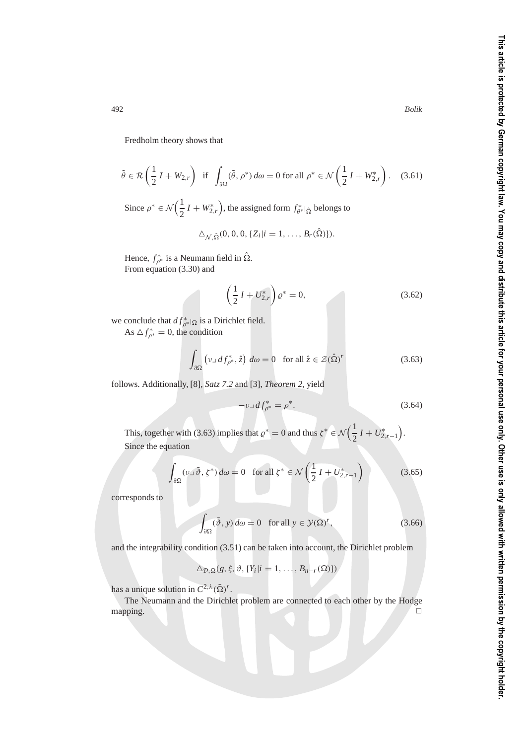Fredholm theory shows that

$$\tilde{\theta} \in \mathcal{R}\left(\frac{1}{2}\, I + W_{2,r}\right) \quad \text{if} \quad \int_{\partial\Omega} (\tilde{\theta}, \rho^*)\, d\omega = 0 \text{ for all } \rho^* \in \mathcal{N}\left(\frac{1}{2}\, I + W^*_{2,r}\right). \tag{3.61}$$

Since $\rho^* \in \mathcal{N}\Big(\frac{1}{2}\, I + W^*_{2,r}\Big)$, the assigned form $f^*_{\theta^*}|_{\hat{\Omega}}$ belongs to

$$\triangle_{\mathcal{N},\hat{\Omega}}(0, 0, 0, \{Z_i | i = 1, \ldots, B_r(\hat{\Omega})\}).$$

Hence, $f^*_{\rho^*}$ is a Neumann field in $\hat{\Omega}$.
From equation (3.30) and

$$\left(\frac{1}{2}\, I + U^*_{2,r}\right) \varrho^* = 0, \tag{3.62}$$

we conclude that $d\, f^*_{\rho^*}|_{\Omega}$ is a Dirichlet field.
As $\triangle f^*_{\rho^*} = 0$, the condition

$$\int_{\partial\Omega} \left(\nu \lrcorner\, d\, f^*_{\rho^*}, \hat{z}\right)\, d\omega = 0 \quad \text{for all } \hat{z} \in \mathcal{Z}(\hat{\Omega})^r \tag{3.63}$$

follows. Additionally, [8], *Satz 7.2* and [3], *Theorem 2*, yield

$$-\nu \lrcorner\, d\, f^*_{\rho^*} = \rho^*. \tag{3.64}$$

This, together with (3.63) implies that $\varrho^* = 0$ and thus $\zeta^* \in \mathcal{N}\Big(\frac{1}{2}\, I + U^*_{2,r-1}\Big)$.
Since the equation

$$\int_{\partial\Omega} (\nu \lrcorner\, \tilde{\vartheta}, \zeta^*)\, d\omega = 0 \quad \text{for all } \zeta^* \in \mathcal{N}\left(\frac{1}{2}\, I + U^*_{2,r-1}\right) \tag{3.65}$$

corresponds to

$$\int_{\partial\Omega} (\tilde{\vartheta}, y)\, d\omega = 0 \quad \text{for all } y \in \mathcal{Y}(\Omega)^r, \tag{3.66}$$

and the integrability condition (3.51) can be taken into account, the Dirichlet problem

$$\triangle_{\mathcal{D},\Omega}(g, \xi, \vartheta, \{Y_i | i = 1, \ldots, B_{n-r}(\Omega)\})$$

has a unique solution in $C^{2,\lambda}(\bar{\Omega})^r$.

The Neumann and the Dirichlet problem are connected to each other by the Hodge mapping. □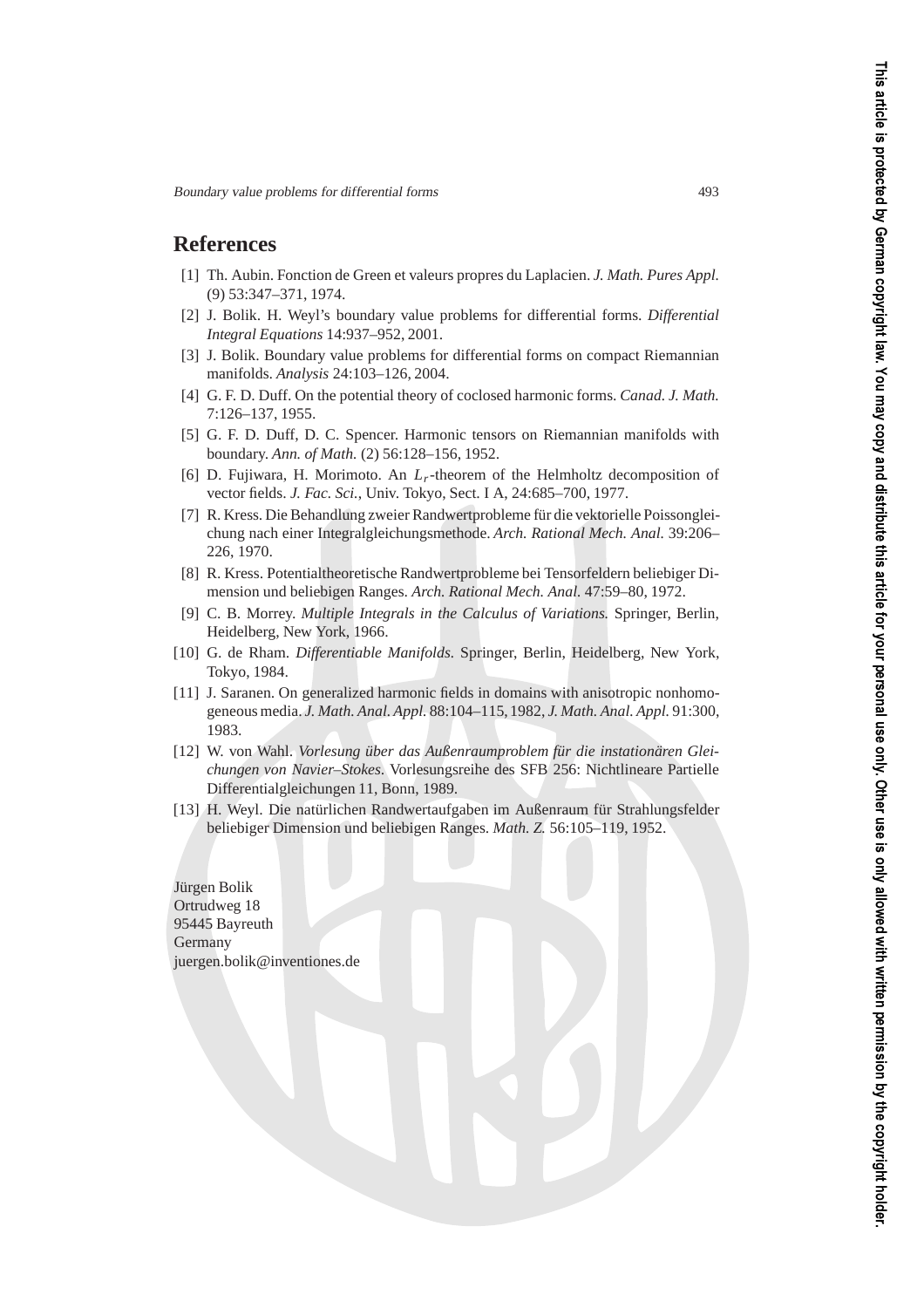## References

[1] Th. Aubin. Fonction de Green et valeurs propres du Laplacien. *J. Math. Pures Appl.* (9) 53:347–371, 1974.

[2] J. Bolik. H. Weyl's boundary value problems for differential forms. *Differential Integral Equations* 14:937–952, 2001.

[3] J. Bolik. Boundary value problems for differential forms on compact Riemannian manifolds. *Analysis* 24:103–126, 2004.

[4] G. F. D. Duff. On the potential theory of coclosed harmonic forms. *Canad. J. Math.* 7:126–137, 1955.

[5] G. F. D. Duff, D. C. Spencer. Harmonic tensors on Riemannian manifolds with boundary. *Ann. of Math.* (2) 56:128–156, 1952.

[6] D. Fujiwara, H. Morimoto. An $L_r$-theorem of the Helmholtz decomposition of vector fields. *J. Fac. Sci.,* Univ. Tokyo, Sect. I A, 24:685–700, 1977.

[7] R. Kress. Die Behandlung zweier Randwertprobleme für die vektorielle Poissongleichung nach einer Integralgleichungsmethode. *Arch. Rational Mech. Anal.* 39:206–226, 1970.

[8] R. Kress. Potentialtheoretische Randwertprobleme bei Tensorfeldern beliebiger Dimension und beliebigen Ranges. *Arch. Rational Mech. Anal.* 47:59–80, 1972.

[9] C. B. Morrey. *Multiple Integrals in the Calculus of Variations.* Springer, Berlin, Heidelberg, New York, 1966.

[10] G. de Rham. *Differentiable Manifolds.* Springer, Berlin, Heidelberg, New York, Tokyo, 1984.

[11] J. Saranen. On generalized harmonic fields in domains with anisotropic nonhomogeneous media. *J. Math. Anal. Appl.* 88:104–115, 1982, *J. Math. Anal. Appl.* 91:300, 1983.

[12] W. von Wahl. *Vorlesung über das Außenraumproblem für die instationären Gleichungen von Navier–Stokes.* Vorlesungsreihe des SFB 256: Nichtlineare Partielle Differentialgleichungen 11, Bonn, 1989.

[13] H. Weyl. Die natürlichen Randwertaufgaben im Außenraum für Strahlungsfelder beliebiger Dimension und beliebigen Ranges. *Math. Z.* 56:105–119, 1952.

Jürgen Bolik
Ortrudweg 18
95445 Bayreuth
Germany
juergen.bolik@inventiones.de